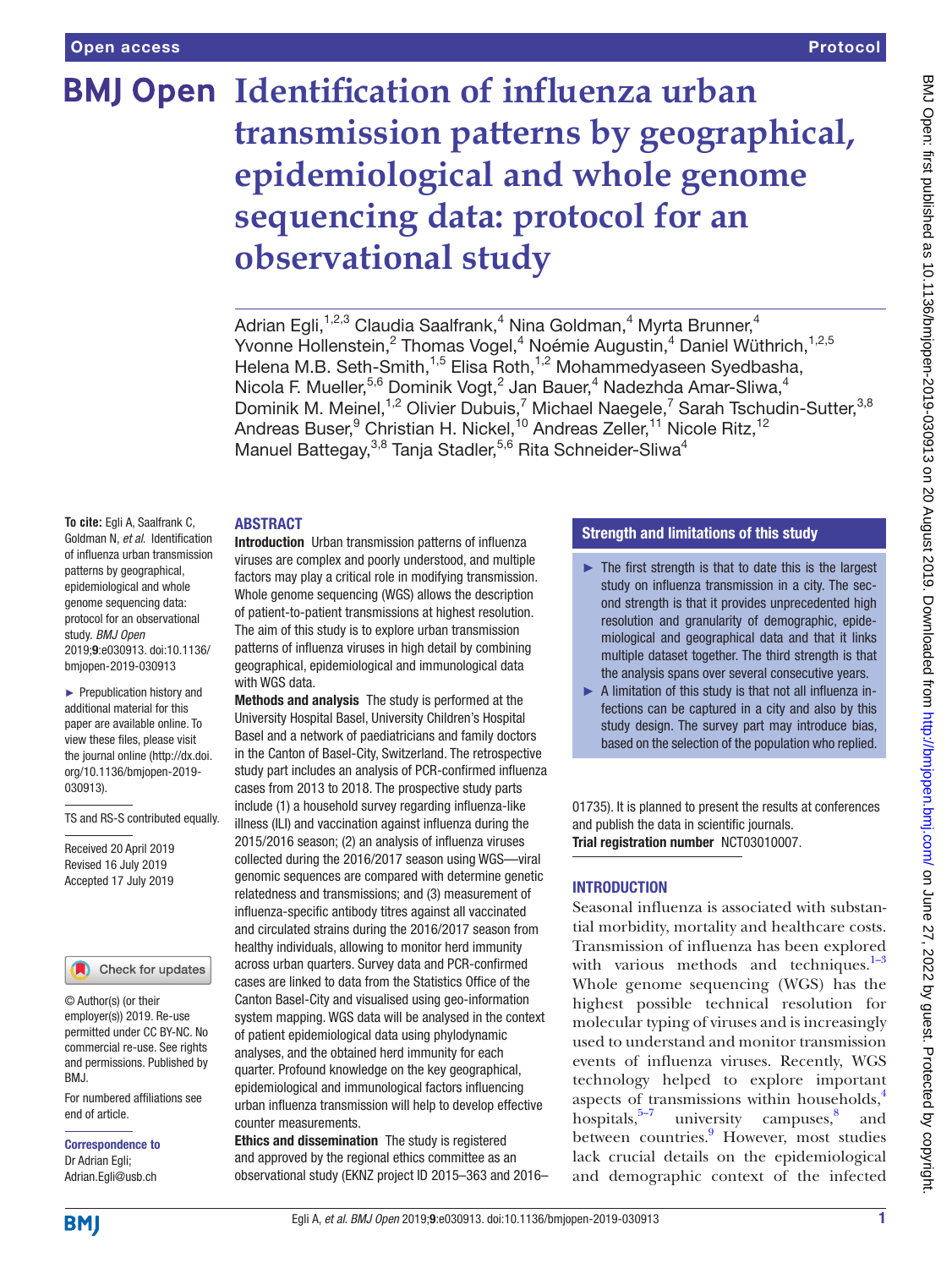# Identification of influenza urban transmission patterns by geographical, epidemiological and whole genome sequencing data: protocol for an observational study

Adrian Egli,[1,2,3] Claudia Saalfrank,[4] Nina Goldman,[4] Myrta Brunner,[4] Yvonne Hollenstein,[2] Thomas Vogel,[4] Noémie Augustin,[4] Daniel Wüthrich,[1,2,5] Helena M.B. Seth-Smith,[1,5] Elisa Roth,[1,2] Mohammedyaseen Syedbasha, Nicola F. Mueller,[5,6] Dominik Vogt,[2] Jan Bauer,[4] Nadezhda Amar-Sliwa,[4] Dominik M. Meinel,[1,2] Olivier Dubuis,[7] Michael Naegele,[7] Sarah Tschudin-Sutter,[3,8] Andreas Buser,[9] Christian H. Nickel,[10] Andreas Zeller,[11] Nicole Ritz,[12] Manuel Battegay,[3,8] Tanja Stadler,[5,6] Rita Schneider-Sliwa[4]

**To cite:** Egli A, Saalfrank C, Goldman N, *et al*. Identification of influenza urban transmission patterns by geographical, epidemiological and whole genome sequencing data: protocol for an observational study. *BMJ Open* 2019;**9**:e030913. doi:10.1136/bmjopen-2019-030913

► Prepublication history and additional material for this paper are available online. To view these files, please visit the journal online (http://dx.doi.org/10.1136/bmjopen-2019-030913).

TS and RS-S contributed equally.

Received 20 April 2019
Revised 16 July 2019
Accepted 17 July 2019

© Author(s) (or their employer(s)) 2019. Re-use permitted under CC BY-NC. No commercial re-use. See rights and permissions. Published by BMJ.

For numbered affiliations see end of article.

**Correspondence to**
Dr Adrian Egli;
Adrian.Egli@usb.ch

## ABSTRACT

**Introduction** Urban transmission patterns of influenza viruses are complex and poorly understood, and multiple factors may play a critical role in modifying transmission. Whole genome sequencing (WGS) allows the description of patient-to-patient transmissions at highest resolution. The aim of this study is to explore urban transmission patterns of influenza viruses in high detail by combining geographical, epidemiological and immunological data with WGS data.

**Methods and analysis** The study is performed at the University Hospital Basel, University Children's Hospital Basel and a network of paediatricians and family doctors in the Canton of Basel-City, Switzerland. The retrospective study part includes an analysis of PCR-confirmed influenza cases from 2013 to 2018. The prospective study parts include (1) a household survey regarding influenza-like illness (ILI) and vaccination against influenza during the 2015/2016 season; (2) an analysis of influenza viruses collected during the 2016/2017 season using WGS—viral genomic sequences are compared with determine genetic relatedness and transmissions; and (3) measurement of influenza-specific antibody titres against all vaccinated and circulated strains during the 2016/2017 season from healthy individuals, allowing to monitor herd immunity across urban quarters. Survey data and PCR-confirmed cases are linked to data from the Statistics Office of the Canton Basel-City and visualised using geo-information system mapping. WGS data will be analysed in the context of patient epidemiological data using phylodynamic analyses, and the obtained herd immunity for each quarter. Profound knowledge on the key geographical, epidemiological and immunological factors influencing urban influenza transmission will help to develop effective counter measurements.

**Ethics and dissemination** The study is registered and approved by the regional ethics committee as an observational study (EKNZ project ID 2015–363 and 2016–01735). It is planned to present the results at conferences and publish the data in scientific journals.

**Trial registration number** NCT03010007.

## Strength and limitations of this study

- ► The first strength is that to date this is the largest study on influenza transmission in a city. The second strength is that it provides unprecedented high resolution and granularity of demographic, epidemiological and geographical data and that it links multiple dataset together. The third strength is that the analysis spans over several consecutive years.
- ► A limitation of this study is that not all influenza infections can be captured in a city and also by this study design. The survey part may introduce bias, based on the selection of the population who replied.

## INTRODUCTION

Seasonal influenza is associated with substantial morbidity, mortality and healthcare costs. Transmission of influenza has been explored with various methods and techniques.[1–3] Whole genome sequencing (WGS) has the highest possible technical resolution for molecular typing of viruses and is increasingly used to understand and monitor transmission events of influenza viruses. Recently, WGS technology helped to explore important aspects of transmissions within households,[4] hospitals,[5–7] university campuses,[8] and between countries.[9] However, most studies lack crucial details on the epidemiological and demographic context of the infected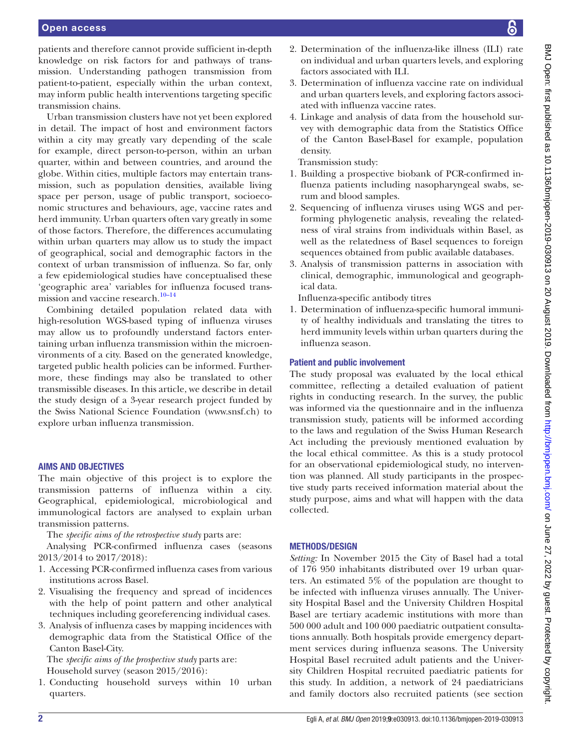patients and therefore cannot provide sufficient in-depth knowledge on risk factors for and pathways of transmission. Understanding pathogen transmission from patient-to-patient, especially within the urban context, may inform public health interventions targeting specific transmission chains.

Urban transmission clusters have not yet been explored in detail. The impact of host and environment factors within a city may greatly vary depending of the scale for example, direct person-to-person, within an urban quarter, within and between countries, and around the globe. Within cities, multiple factors may entertain transmission, such as population densities, available living space per person, usage of public transport, socioeconomic structures and behaviours, age, vaccine rates and herd immunity. Urban quarters often vary greatly in some of those factors. Therefore, the differences accumulating within urban quarters may allow us to study the impact of geographical, social and demographic factors in the context of urban transmission of influenza. So far, only a few epidemiological studies have conceptualised these 'geographic area' variables for influenza focused transmission and vaccine research.[10–14]

Combining detailed population related data with high-resolution WGS-based typing of influenza viruses may allow us to profoundly understand factors entertaining urban influenza transmission within the microenvironments of a city. Based on the generated knowledge, targeted public health policies can be informed. Furthermore, these findings may also be translated to other transmissible diseases. In this article, we describe in detail the study design of a 3-year research project funded by the Swiss National Science Foundation (www.snsf.ch) to explore urban influenza transmission.

## AIMS AND OBJECTIVES

The main objective of this project is to explore the transmission patterns of influenza within a city. Geographical, epidemiological, microbiological and immunological factors are analysed to explain urban transmission patterns.

The *specific aims of the retrospective study* parts are:

Analysing PCR-confirmed influenza cases (seasons 2013/2014 to 2017/2018):

1. Accessing PCR-confirmed influenza cases from various institutions across Basel.
2. Visualising the frequency and spread of incidences with the help of point pattern and other analytical techniques including georeferencing individual cases.
3. Analysis of influenza cases by mapping incidences with demographic data from the Statistical Office of the Canton Basel-City.

The *specific aims of the prospective study* parts are:

Household survey (season 2015/2016):

1. Conducting household surveys within 10 urban quarters.
2. Determination of the influenza-like illness (ILI) rate on individual and urban quarters levels, and exploring factors associated with ILI.
3. Determination of influenza vaccine rate on individual and urban quarters levels, and exploring factors associated with influenza vaccine rates.
4. Linkage and analysis of data from the household survey with demographic data from the Statistics Office of the Canton Basel-Basel for example, population density.

Transmission study:

1. Building a prospective biobank of PCR-confirmed influenza patients including nasopharyngeal swabs, serum and blood samples.
2. Sequencing of influenza viruses using WGS and performing phylogenetic analysis, revealing the relatedness of viral strains from individuals within Basel, as well as the relatedness of Basel sequences to foreign sequences obtained from public available databases.
3. Analysis of transmission patterns in association with clinical, demographic, immunological and geographical data.

Influenza-specific antibody titres

1. Determination of influenza-specific humoral immunity of healthy individuals and translating the titres to herd immunity levels within urban quarters during the influenza season.

### Patient and public involvement

The study proposal was evaluated by the local ethical committee, reflecting a detailed evaluation of patient rights in conducting research. In the survey, the public was informed via the questionnaire and in the influenza transmission study, patients will be informed according to the laws and regulation of the Swiss Human Research Act including the previously mentioned evaluation by the local ethical committee. As this is a study protocol for an observational epidemiological study, no intervention was planned. All study participants in the prospective study parts received information material about the study purpose, aims and what will happen with the data collected.

## METHODS/DESIGN

*Setting:* In November 2015 the City of Basel had a total of 176 950 inhabitants distributed over 19 urban quarters. An estimated 5% of the population are thought to be infected with influenza viruses annually. The University Hospital Basel and the University Children Hospital Basel are tertiary academic institutions with more than 500 000 adult and 100 000 paediatric outpatient consultations annually. Both hospitals provide emergency department services during influenza seasons. The University Hospital Basel recruited adult patients and the University Children Hospital recruited paediatric patients for this study. In addition, a network of 24 paediatricians and family doctors also recruited patients (see section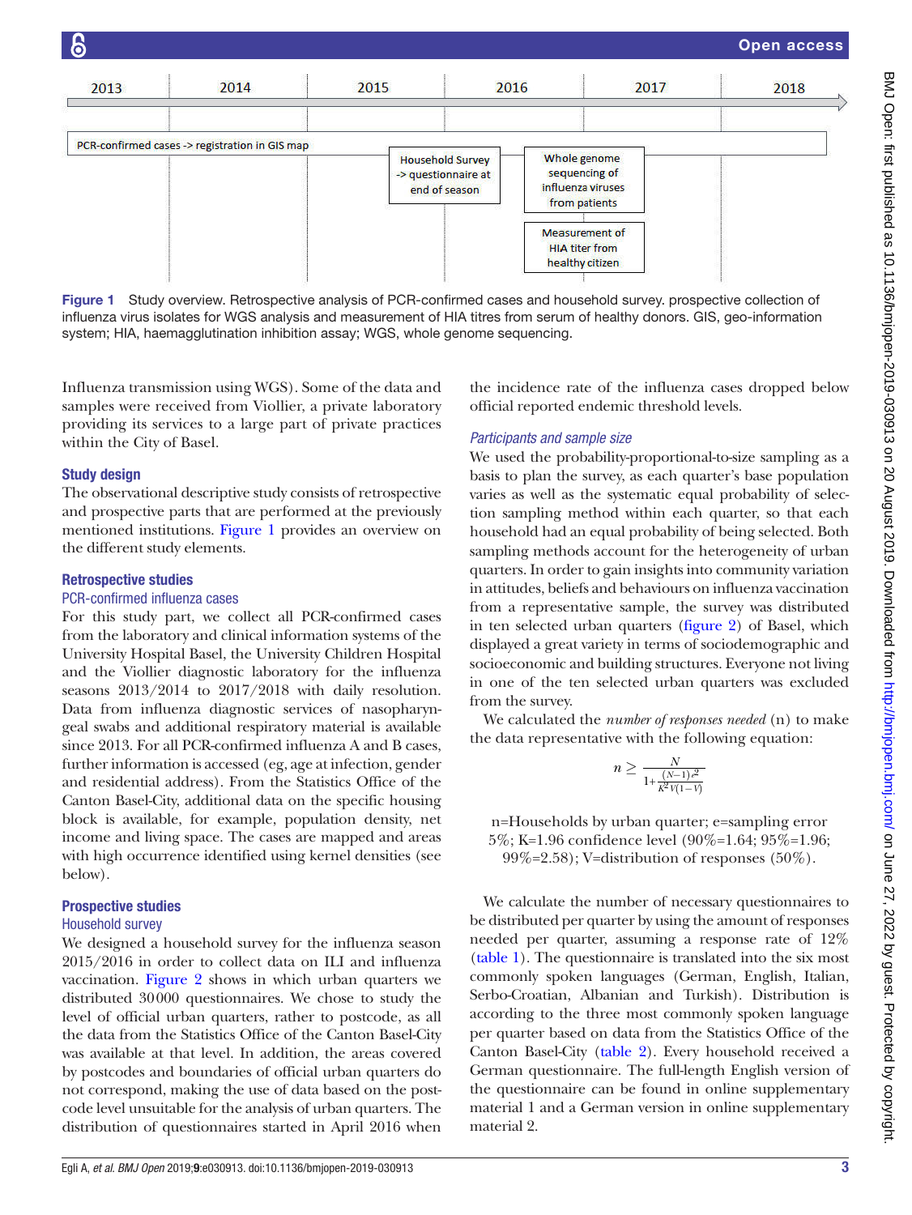| 2013 | 2014 | 2015 | 2016 | 2017 | 2018 |
|---|---|---|---|---|---|
| PCR-confirmed cases -> registration in GIS map | | | | | |
| | | | Household Survey -> questionnaire at end of season | Whole genome sequencing of influenza viruses from patients | |
| | | | | Measurement of HIA titer from healthy citizen | |

**Figure 1** Study overview. Retrospective analysis of PCR-confirmed cases and household survey. prospective collection of influenza virus isolates for WGS analysis and measurement of HIA titres from serum of healthy donors. GIS, geo-information system; HIA, haemagglutination inhibition assay; WGS, whole genome sequencing.

Influenza transmission using WGS). Some of the data and samples were received from Viollier, a private laboratory providing its services to a large part of private practices within the City of Basel.

## Study design

The observational descriptive study consists of retrospective and prospective parts that are performed at the previously mentioned institutions. Figure 1 provides an overview on the different study elements.

## Retrospective studies

### PCR-confirmed influenza cases

For this study part, we collect all PCR-confirmed cases from the laboratory and clinical information systems of the University Hospital Basel, the University Children Hospital and the Viollier diagnostic laboratory for the influenza seasons 2013/2014 to 2017/2018 with daily resolution. Data from influenza diagnostic services of nasopharyngeal swabs and additional respiratory material is available since 2013. For all PCR-confirmed influenza A and B cases, further information is accessed (eg, age at infection, gender and residential address). From the Statistics Office of the Canton Basel-City, additional data on the specific housing block is available, for example, population density, net income and living space. The cases are mapped and areas with high occurrence identified using kernel densities (see below).

## Prospective studies

### Household survey

We designed a household survey for the influenza season 2015/2016 in order to collect data on ILI and influenza vaccination. Figure 2 shows in which urban quarters we distributed 30000 questionnaires. We chose to study the level of official urban quarters, rather to postcode, as all the data from the Statistics Office of the Canton Basel-City was available at that level. In addition, the areas covered by postcodes and boundaries of official urban quarters do not correspond, making the use of data based on the postcode level unsuitable for the analysis of urban quarters. The distribution of questionnaires started in April 2016 when the incidence rate of the influenza cases dropped below official reported endemic threshold levels.

### Participants and sample size

We used the probability-proportional-to-size sampling as a basis to plan the survey, as each quarter's base population varies as well as the systematic equal probability of selection sampling method within each quarter, so that each household had an equal probability of being selected. Both sampling methods account for the heterogeneity of urban quarters. In order to gain insights into community variation in attitudes, beliefs and behaviours on influenza vaccination from a representative sample, the survey was distributed in ten selected urban quarters (figure 2) of Basel, which displayed a great variety in terms of sociodemographic and socioeconomic and building structures. Everyone not living in one of the ten selected urban quarters was excluded from the survey.

We calculated the *number of responses needed* (n) to make the data representative with the following equation:

$$n \geq \frac{N}{1+\frac{(N-1)e^2}{K^2V(1-V)}}$$

n=Households by urban quarter; e=sampling error 5%; K=1.96 confidence level (90%=1.64; 95%=1.96; 99%=2.58); V=distribution of responses (50%).

We calculate the number of necessary questionnaires to be distributed per quarter by using the amount of responses needed per quarter, assuming a response rate of 12% (table 1). The questionnaire is translated into the six most commonly spoken languages (German, English, Italian, Serbo-Croatian, Albanian and Turkish). Distribution is according to the three most commonly spoken language per quarter based on data from the Statistics Office of the Canton Basel-City (table 2). Every household received a German questionnaire. The full-length English version of the questionnaire can be found in online supplementary material 1 and a German version in online supplementary material 2.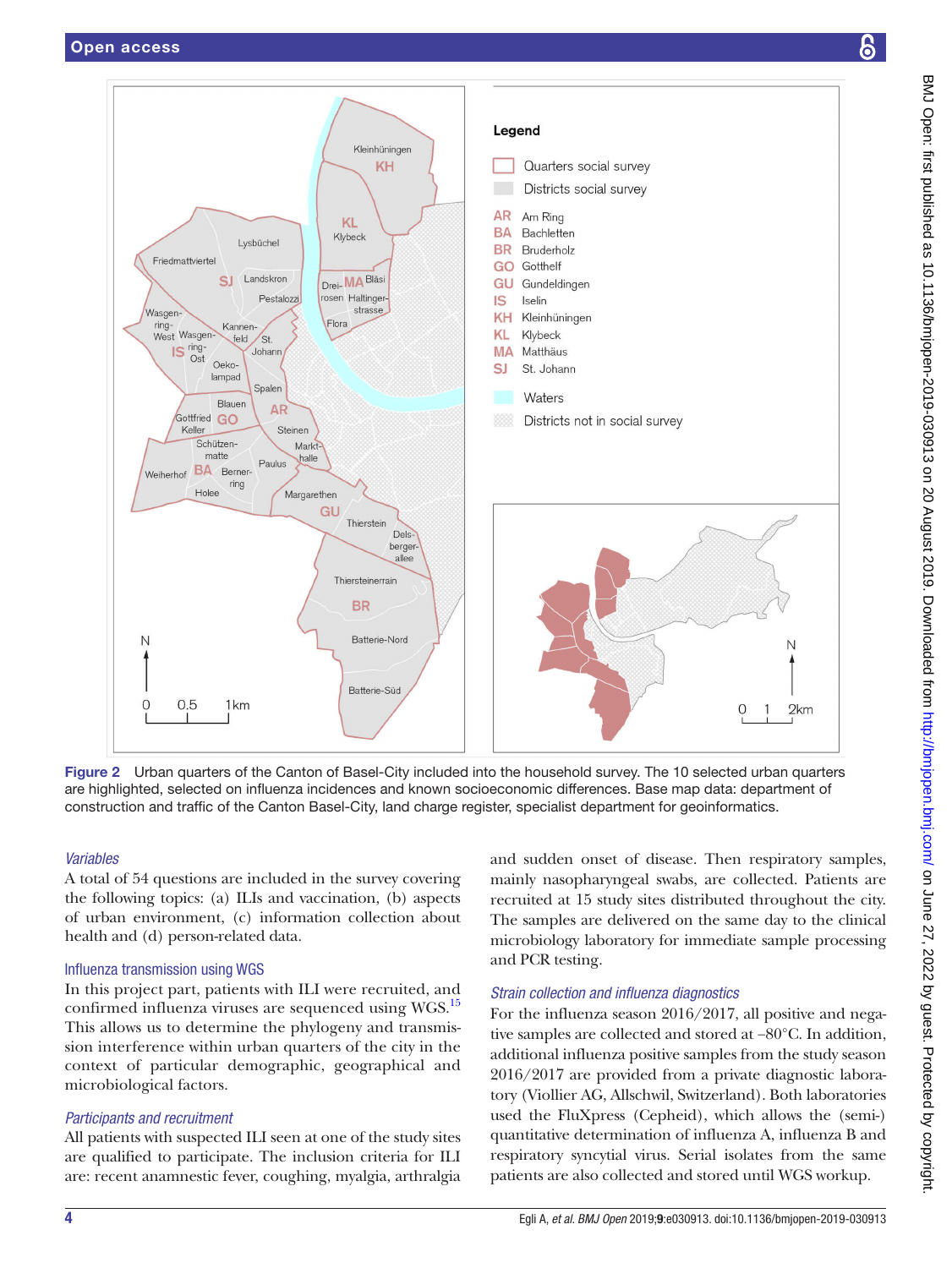Figure 2 Urban quarters of the Canton of Basel-City included into the household survey. The 10 selected urban quarters are highlighted, selected on influenza incidences and known socioeconomic differences. Base map data: department of construction and traffic of the Canton Basel-City, land charge register, specialist department for geoinformatics.

### *Variables*

A total of 54 questions are included in the survey covering the following topics: (a) ILIs and vaccination, (b) aspects of urban environment, (c) information collection about health and (d) person-related data.

### Influenza transmission using WGS

In this project part, patients with ILI were recruited, and confirmed influenza viruses are sequenced using WGS.[15] This allows us to determine the phylogeny and transmission interference within urban quarters of the city in the context of particular demographic, geographical and microbiological factors.

### *Participants and recruitment*

All patients with suspected ILI seen at one of the study sites are qualified to participate. The inclusion criteria for ILI are: recent anamnestic fever, coughing, myalgia, arthralgia and sudden onset of disease. Then respiratory samples, mainly nasopharyngeal swabs, are collected. Patients are recruited at 15 study sites distributed throughout the city. The samples are delivered on the same day to the clinical microbiology laboratory for immediate sample processing and PCR testing.

### *Strain collection and influenza diagnostics*

For the influenza season 2016/2017, all positive and negative samples are collected and stored at −80°C. In addition, additional influenza positive samples from the study season 2016/2017 are provided from a private diagnostic laboratory (Viollier AG, Allschwil, Switzerland). Both laboratories used the FluXpress (Cepheid), which allows the (semi-) quantitative determination of influenza A, influenza B and respiratory syncytial virus. Serial isolates from the same patients are also collected and stored until WGS workup.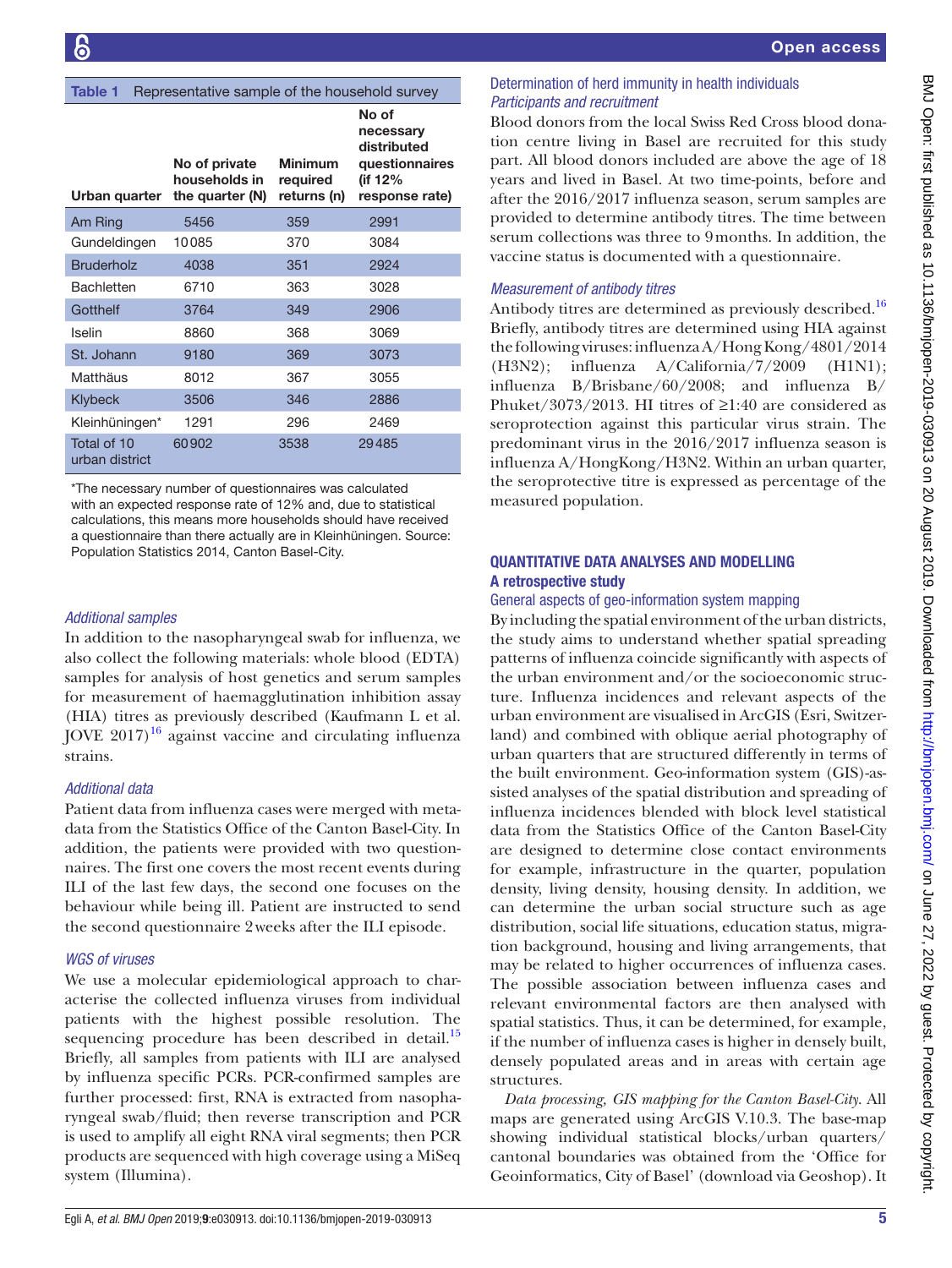**Table 1** Representative sample of the household survey

| Urban quarter | No of private households in the quarter (N) | Minimum required returns (n) | No of necessary distributed questionnaires (if 12% response rate) |
|---|---|---|---|
| Am Ring | 5456 | 359 | 2991 |
| Gundeldingen | 10085 | 370 | 3084 |
| Bruderholz | 4038 | 351 | 2924 |
| Bachletten | 6710 | 363 | 3028 |
| Gotthelf | 3764 | 349 | 2906 |
| Iselin | 8860 | 368 | 3069 |
| St. Johann | 9180 | 369 | 3073 |
| Matthäus | 8012 | 367 | 3055 |
| Klybeck | 3506 | 346 | 2886 |
| Kleinhüningen* | 1291 | 296 | 2469 |
| Total of 10 urban district | 60902 | 3538 | 29485 |

*The necessary number of questionnaires was calculated with an expected response rate of 12% and, due to statistical calculations, this means more households should have received a questionnaire than there actually are in Kleinhüningen. Source: Population Statistics 2014, Canton Basel-City.

#### *Additional samples*

In addition to the nasopharyngeal swab for influenza, we also collect the following materials: whole blood (EDTA) samples for analysis of host genetics and serum samples for measurement of haemagglutination inhibition assay (HIA) titres as previously described (Kaufmann L et al. JOVE 2017)[16] against vaccine and circulating influenza strains.

#### *Additional data*

Patient data from influenza cases were merged with metadata from the Statistics Office of the Canton Basel-City. In addition, the patients were provided with two questionnaires. The first one covers the most recent events during ILI of the last few days, the second one focuses on the behaviour while being ill. Patient are instructed to send the second questionnaire 2 weeks after the ILI episode.

#### *WGS of viruses*

We use a molecular epidemiological approach to characterise the collected influenza viruses from individual patients with the highest possible resolution. The sequencing procedure has been described in detail.[15] Briefly, all samples from patients with ILI are analysed by influenza specific PCRs. PCR-confirmed samples are further processed: first, RNA is extracted from nasopharyngeal swab/fluid; then reverse transcription and PCR is used to amplify all eight RNA viral segments; then PCR products are sequenced with high coverage using a MiSeq system (Illumina).

### Determination of herd immunity in health individuals

#### *Participants and recruitment*

Blood donors from the local Swiss Red Cross blood donation centre living in Basel are recruited for this study part. All blood donors included are above the age of 18 years and lived in Basel. At two time-points, before and after the 2016/2017 influenza season, serum samples are provided to determine antibody titres. The time between serum collections was three to 9 months. In addition, the vaccine status is documented with a questionnaire.

#### *Measurement of antibody titres*

Antibody titres are determined as previously described.[16] Briefly, antibody titres are determined using HIA against the following viruses: influenza A/Hong Kong/4801/2014 (H3N2); influenza A/California/7/2009 (H1N1); influenza B/Brisbane/60/2008; and influenza B/Phuket/3073/2013. HI titres of ≥1:40 are considered as seroprotection against this particular virus strain. The predominant virus in the 2016/2017 influenza season is influenza A/HongKong/H3N2. Within an urban quarter, the seroprotective titre is expressed as percentage of the measured population.

## QUANTITATIVE DATA ANALYSES AND MODELLING

### A retrospective study

#### General aspects of geo-information system mapping

By including the spatial environment of the urban districts, the study aims to understand whether spatial spreading patterns of influenza coincide significantly with aspects of the urban environment and/or the socioeconomic structure. Influenza incidences and relevant aspects of the urban environment are visualised in ArcGIS (Esri, Switzerland) and combined with oblique aerial photography of urban quarters that are structured differently in terms of the built environment. Geo-information system (GIS)-assisted analyses of the spatial distribution and spreading of influenza incidences blended with block level statistical data from the Statistics Office of the Canton Basel-City are designed to determine close contact environments for example, infrastructure in the quarter, population density, living density, housing density. In addition, we can determine the urban social structure such as age distribution, social life situations, education status, migration background, housing and living arrangements, that may be related to higher occurrences of influenza cases. The possible association between influenza cases and relevant environmental factors are then analysed with spatial statistics. Thus, it can be determined, for example, if the number of influenza cases is higher in densely built, densely populated areas and in areas with certain age structures.

*Data processing, GIS mapping for the Canton Basel-City*. All maps are generated using ArcGIS V.10.3. The base-map showing individual statistical blocks/urban quarters/cantonal boundaries was obtained from the 'Office for Geoinformatics, City of Basel' (download via Geoshop). It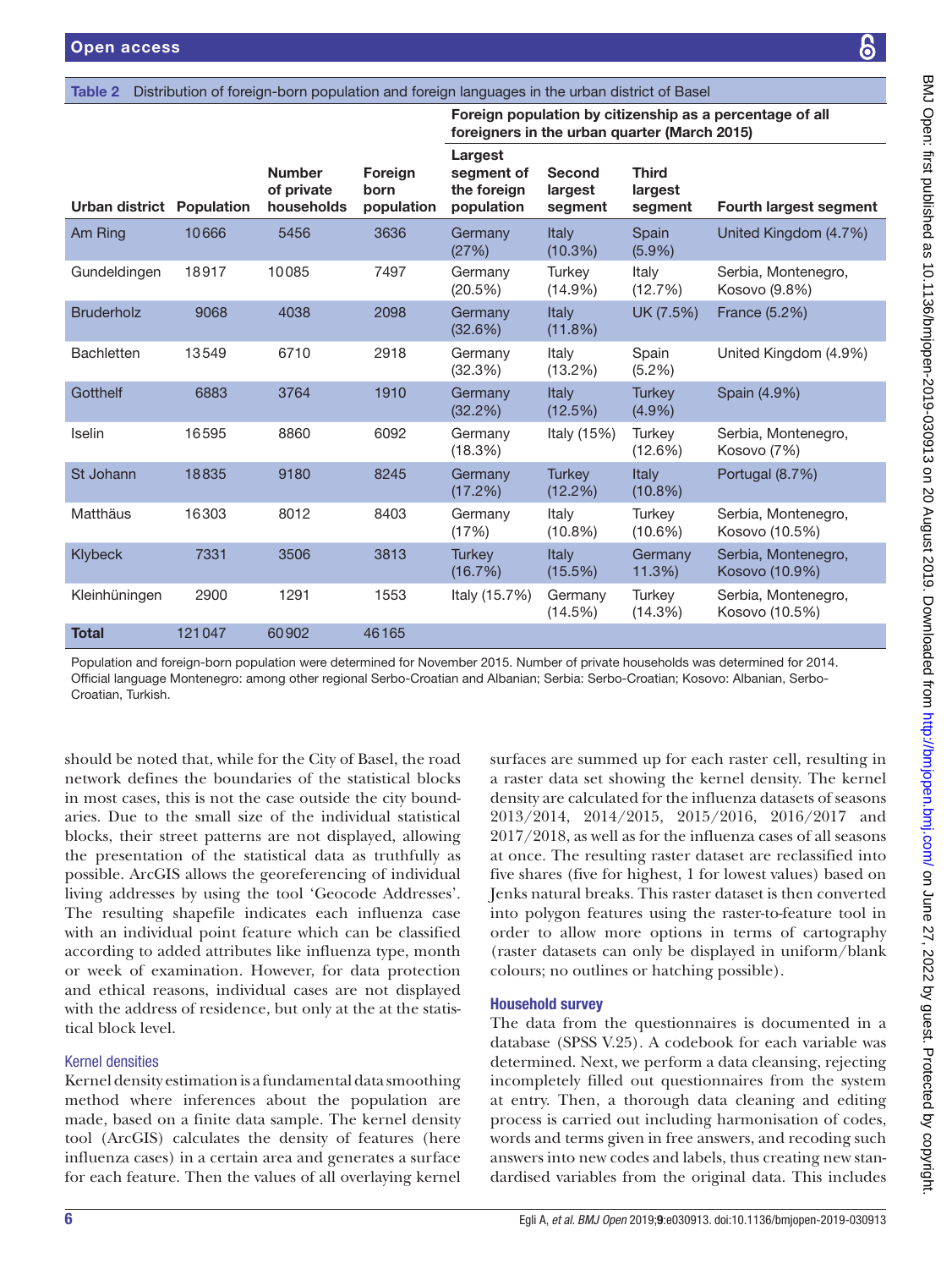**Table 2** Distribution of foreign-born population and foreign languages in the urban district of Basel

| Urban district | Population | Number of private households | Foreign born population | Foreign population by citizenship as a percentage of all foreigners in the urban quarter (March 2015) | | | |
|---|---|---|---|---|---|---|---|
| | | | | Largest segment of the foreign population | Second largest segment | Third largest segment | Fourth largest segment |
| Am Ring | 10666 | 5456 | 3636 | Germany (27%) | Italy (10.3%) | Spain (5.9%) | United Kingdom (4.7%) |
| Gundeldingen | 18917 | 10085 | 7497 | Germany (20.5%) | Turkey (14.9%) | Italy (12.7%) | Serbia, Montenegro, Kosovo (9.8%) |
| Bruderholz | 9068 | 4038 | 2098 | Germany (32.6%) | Italy (11.8%) | UK (7.5%) | France (5.2%) |
| Bachletten | 13549 | 6710 | 2918 | Germany (32.3%) | Italy (13.2%) | Spain (5.2%) | United Kingdom (4.9%) |
| Gotthelf | 6883 | 3764 | 1910 | Germany (32.2%) | Italy (12.5%) | Turkey (4.9%) | Spain (4.9%) |
| Iselin | 16595 | 8860 | 6092 | Germany (18.3%) | Italy (15%) | Turkey (12.6%) | Serbia, Montenegro, Kosovo (7%) |
| St Johann | 18835 | 9180 | 8245 | Germany (17.2%) | Turkey (12.2%) | Italy (10.8%) | Portugal (8.7%) |
| Matthäus | 16303 | 8012 | 8403 | Germany (17%) | Italy (10.8%) | Turkey (10.6%) | Serbia, Montenegro, Kosovo (10.5%) |
| Klybeck | 7331 | 3506 | 3813 | Turkey (16.7%) | Italy (15.5%) | Germany 11.3%) | Serbia, Montenegro, Kosovo (10.9%) |
| Kleinhüningen | 2900 | 1291 | 1553 | Italy (15.7%) | Germany (14.5%) | Turkey (14.3%) | Serbia, Montenegro, Kosovo (10.5%) |
| **Total** | 121047 | 60902 | 46165 | | | | |

Population and foreign-born population were determined for November 2015. Number of private households was determined for 2014. Official language Montenegro: among other regional Serbo-Croatian and Albanian; Serbia: Serbo-Croatian; Kosovo: Albanian, Serbo-Croatian, Turkish.

should be noted that, while for the City of Basel, the road network defines the boundaries of the statistical blocks in most cases, this is not the case outside the city boundaries. Due to the small size of the individual statistical blocks, their street patterns are not displayed, allowing the presentation of the statistical data as truthfully as possible. ArcGIS allows the georeferencing of individual living addresses by using the tool 'Geocode Addresses'. The resulting shapefile indicates each influenza case with an individual point feature which can be classified according to added attributes like influenza type, month or week of examination. However, for data protection and ethical reasons, individual cases are not displayed with the address of residence, but only at the at the statistical block level.

### Kernel densities

Kernel density estimation is a fundamental data smoothing method where inferences about the population are made, based on a finite data sample. The kernel density tool (ArcGIS) calculates the density of features (here influenza cases) in a certain area and generates a surface for each feature. Then the values of all overlaying kernel surfaces are summed up for each raster cell, resulting in a raster data set showing the kernel density. The kernel density are calculated for the influenza datasets of seasons 2013/2014, 2014/2015, 2015/2016, 2016/2017 and 2017/2018, as well as for the influenza cases of all seasons at once. The resulting raster dataset are reclassified into five shares (five for highest, 1 for lowest values) based on Jenks natural breaks. This raster dataset is then converted into polygon features using the raster-to-feature tool in order to allow more options in terms of cartography (raster datasets can only be displayed in uniform/blank colours; no outlines or hatching possible).

### Household survey

The data from the questionnaires is documented in a database (SPSS V.25). A codebook for each variable was determined. Next, we perform a data cleansing, rejecting incompletely filled out questionnaires from the system at entry. Then, a thorough data cleaning and editing process is carried out including harmonisation of codes, words and terms given in free answers, and recoding such answers into new codes and labels, thus creating new standardised variables from the original data. This includes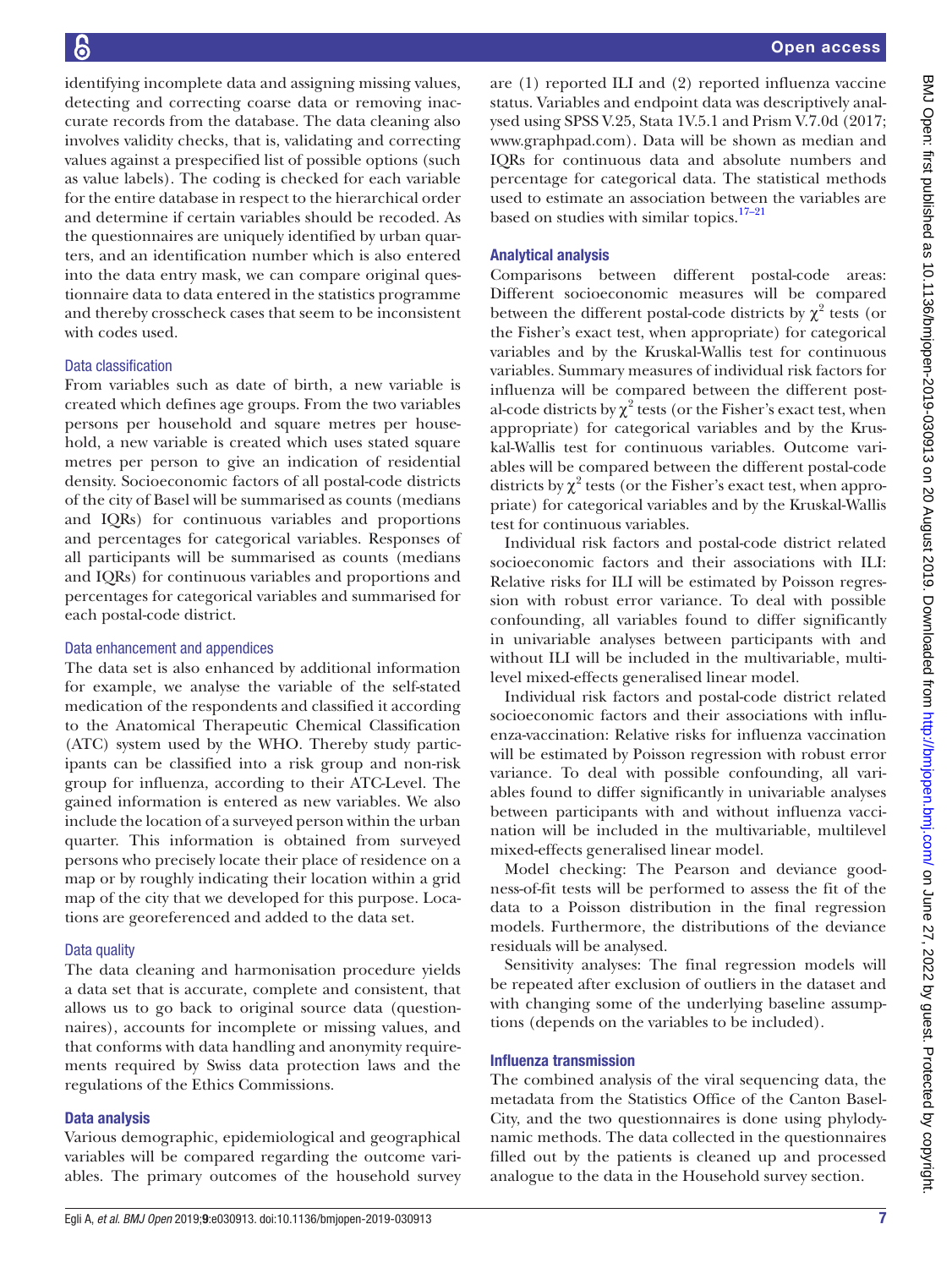identifying incomplete data and assigning missing values, detecting and correcting coarse data or removing inaccurate records from the database. The data cleaning also involves validity checks, that is, validating and correcting values against a prespecified list of possible options (such as value labels). The coding is checked for each variable for the entire database in respect to the hierarchical order and determine if certain variables should be recoded. As the questionnaires are uniquely identified by urban quarters, and an identification number which is also entered into the data entry mask, we can compare original questionnaire data to data entered in the statistics programme and thereby crosscheck cases that seem to be inconsistent with codes used.

### Data classification

From variables such as date of birth, a new variable is created which defines age groups. From the two variables persons per household and square metres per household, a new variable is created which uses stated square metres per person to give an indication of residential density. Socioeconomic factors of all postal-code districts of the city of Basel will be summarised as counts (medians and IQRs) for continuous variables and proportions and percentages for categorical variables. Responses of all participants will be summarised as counts (medians and IQRs) for continuous variables and proportions and percentages for categorical variables and summarised for each postal-code district.

### Data enhancement and appendices

The data set is also enhanced by additional information for example, we analyse the variable of the self-stated medication of the respondents and classified it according to the Anatomical Therapeutic Chemical Classification (ATC) system used by the WHO. Thereby study participants can be classified into a risk group and non-risk group for influenza, according to their ATC-Level. The gained information is entered as new variables. We also include the location of a surveyed person within the urban quarter. This information is obtained from surveyed persons who precisely locate their place of residence on a map or by roughly indicating their location within a grid map of the city that we developed for this purpose. Locations are georeferenced and added to the data set.

### Data quality

The data cleaning and harmonisation procedure yields a data set that is accurate, complete and consistent, that allows us to go back to original source data (questionnaires), accounts for incomplete or missing values, and that conforms with data handling and anonymity requirements required by Swiss data protection laws and the regulations of the Ethics Commissions.

## Data analysis

Various demographic, epidemiological and geographical variables will be compared regarding the outcome variables. The primary outcomes of the household survey are (1) reported ILI and (2) reported influenza vaccine status. Variables and endpoint data was descriptively analysed using SPSS V.25, Stata 1V.5.1 and Prism V.7.0d (2017; www.graphpad.com). Data will be shown as median and IQRs for continuous data and absolute numbers and percentage for categorical data. The statistical methods used to estimate an association between the variables are based on studies with similar topics.[17–21]

## Analytical analysis

Comparisons between different postal-code areas: Different socioeconomic measures will be compared between the different postal-code districts by $\chi^2$ tests (or the Fisher's exact test, when appropriate) for categorical variables and by the Kruskal-Wallis test for continuous variables. Summary measures of individual risk factors for influenza will be compared between the different postal-code districts by $\chi^2$ tests (or the Fisher's exact test, when appropriate) for categorical variables and by the Kruskal-Wallis test for continuous variables. Outcome variables will be compared between the different postal-code districts by $\chi^2$ tests (or the Fisher's exact test, when appropriate) for categorical variables and by the Kruskal-Wallis test for continuous variables.

Individual risk factors and postal-code district related socioeconomic factors and their associations with ILI: Relative risks for ILI will be estimated by Poisson regression with robust error variance. To deal with possible confounding, all variables found to differ significantly in univariable analyses between participants with and without ILI will be included in the multivariable, multilevel mixed-effects generalised linear model.

Individual risk factors and postal-code district related socioeconomic factors and their associations with influenza-vaccination: Relative risks for influenza vaccination will be estimated by Poisson regression with robust error variance. To deal with possible confounding, all variables found to differ significantly in univariable analyses between participants with and without influenza vaccination will be included in the multivariable, multilevel mixed-effects generalised linear model.

Model checking: The Pearson and deviance goodness-of-fit tests will be performed to assess the fit of the data to a Poisson distribution in the final regression models. Furthermore, the distributions of the deviance residuals will be analysed.

Sensitivity analyses: The final regression models will be repeated after exclusion of outliers in the dataset and with changing some of the underlying baseline assumptions (depends on the variables to be included).

## Influenza transmission

The combined analysis of the viral sequencing data, the metadata from the Statistics Office of the Canton Basel-City, and the two questionnaires is done using phylodynamic methods. The data collected in the questionnaires filled out by the patients is cleaned up and processed analogue to the data in the Household survey section.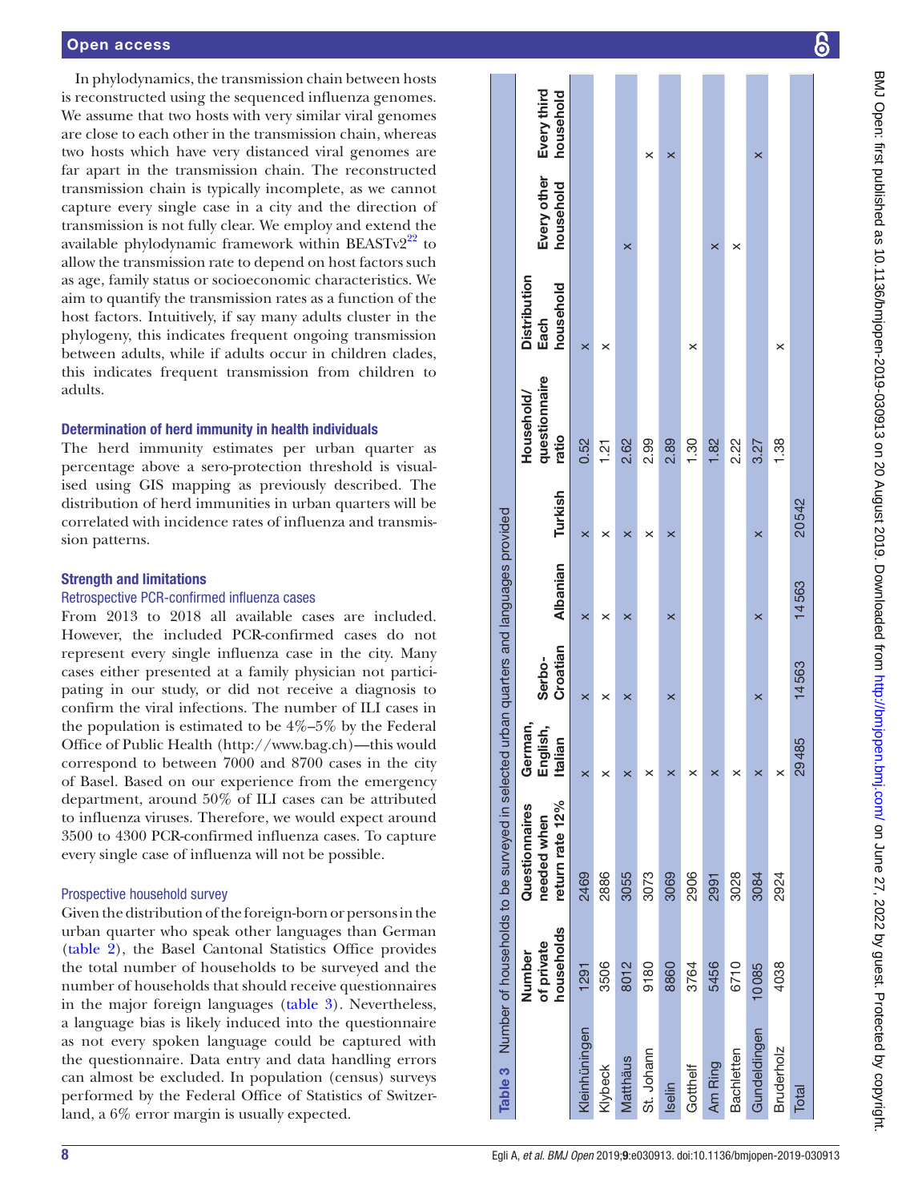In phylodynamics, the transmission chain between hosts is reconstructed using the sequenced influenza genomes. We assume that two hosts with very similar viral genomes are close to each other in the transmission chain, whereas two hosts which have very distanced viral genomes are far apart in the transmission chain. The reconstructed transmission chain is typically incomplete, as we cannot capture every single case in a city and the direction of transmission is not fully clear. We employ and extend the available phylodynamic framework within BEASTv2[22] to allow the transmission rate to depend on host factors such as age, family status or socioeconomic characteristics. We aim to quantify the transmission rates as a function of the host factors. Intuitively, if say many adults cluster in the phylogeny, this indicates frequent ongoing transmission between adults, while if adults occur in children clades, this indicates frequent transmission from children to adults.

### Determination of herd immunity in health individuals

The herd immunity estimates per urban quarter as percentage above a sero-protection threshold is visualised using GIS mapping as previously described. The distribution of herd immunities in urban quarters will be correlated with incidence rates of influenza and transmission patterns.

### Strength and limitations

#### Retrospective PCR-confirmed influenza cases

From 2013 to 2018 all available cases are included. However, the included PCR-confirmed cases do not represent every single influenza case in the city. Many cases either presented at a family physician not participating in our study, or did not receive a diagnosis to confirm the viral infections. The number of ILI cases in the population is estimated to be 4%–5% by the Federal Office of Public Health (http://www.bag.ch)—this would correspond to between 7000 and 8700 cases in the city of Basel. Based on our experience from the emergency department, around 50% of ILI cases can be attributed to influenza viruses. Therefore, we would expect around 3500 to 4300 PCR-confirmed influenza cases. To capture every single case of influenza will not be possible.

#### Prospective household survey

Given the distribution of the foreign-born or persons in the urban quarter who speak other languages than German (table 2), the Basel Cantonal Statistics Office provides the total number of households to be surveyed and the number of households that should receive questionnaires in the major foreign languages (table 3). Nevertheless, a language bias is likely induced into the questionnaire as not every spoken language could be captured with the questionnaire. Data entry and data handling errors can almost be excluded. In population (census) surveys performed by the Federal Office of Statistics of Switzerland, a 6% error margin is usually expected.

**Table 3** Number of households to be surveyed in selected urban quarters and languages provided

| | Number of private households | Questionnaires needed when return rate 12% | German, English, Italian | Serbo-Croatian | Albanian | Turkish | Household/questionnaire ratio | Distribution Each household | Every other household | Every third household |
|---|---|---|---|---|---|---|---|---|---|---|
| Kleinhüningen | 1291 | 2469 | x | x | x | x | 0.52 | x | | |
| Klybeck | 3506 | 2886 | x | x | x | x | 1.21 | x | | |
| Matthäus | 8012 | 3055 | x | x | x | x | 2.62 | | x | |
| St. Johann | 9180 | 3073 | x | | | x | 2.99 | | | x |
| Iselin | 8860 | 3069 | x | x | x | x | 2.89 | | | x |
| Gotthelf | 3764 | 2906 | x | | | | 1.30 | x | | |
| Am Ring | 5456 | 2991 | x | | | | 1.82 | | x | |
| Bachletten | 6710 | 3028 | x | | | | 2.22 | | x | |
| Gundeldingen | 10085 | 3084 | x | x | x | x | 3.27 | | | x |
| Bruderholz | 4038 | 2924 | x | | | | 1.38 | x | | |
| Total | | | 29485 | 14563 | 14563 | 20542 | | | | |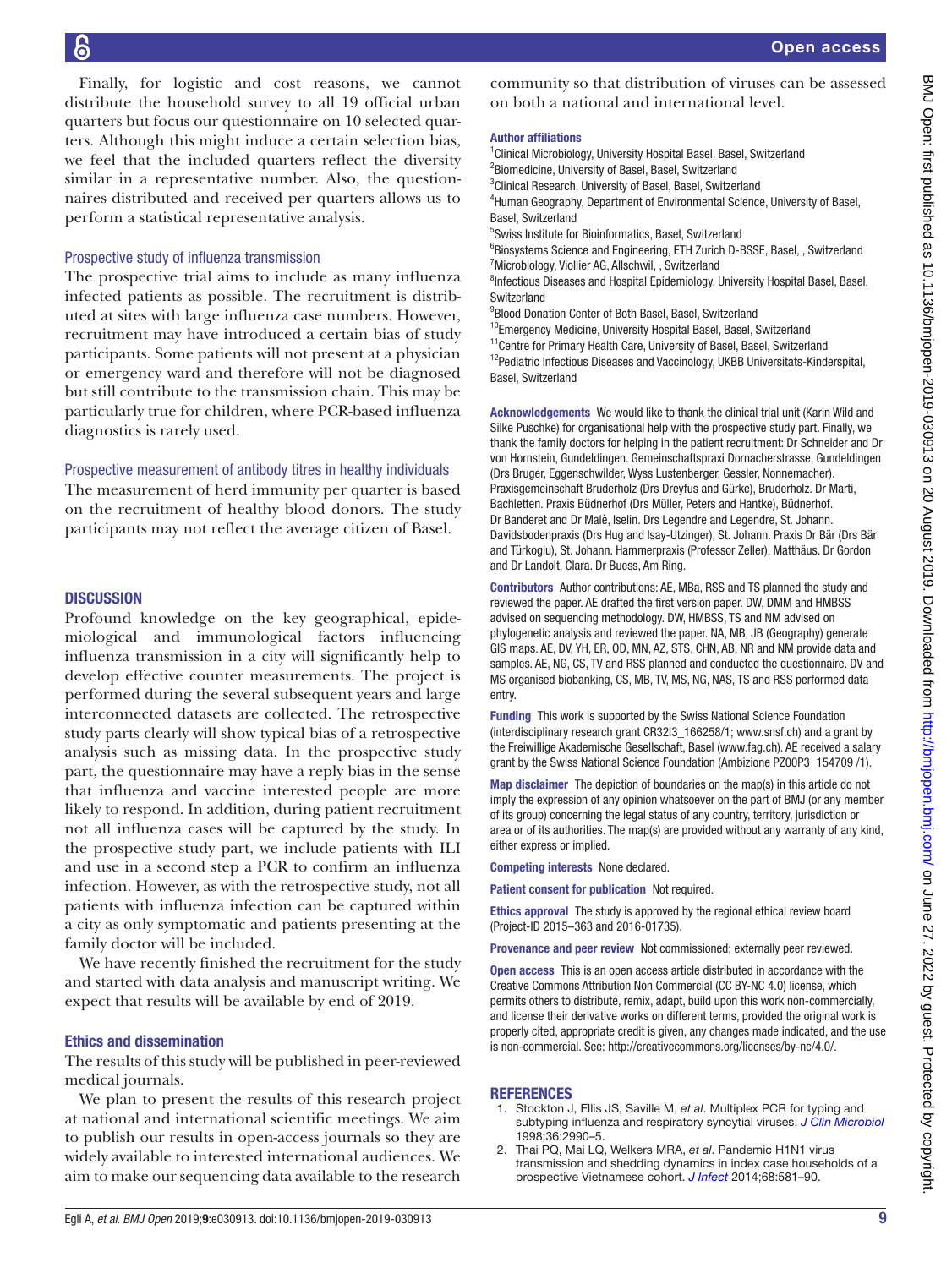Finally, for logistic and cost reasons, we cannot distribute the household survey to all 19 official urban quarters but focus our questionnaire on 10 selected quarters. Although this might induce a certain selection bias, we feel that the included quarters reflect the diversity similar in a representative number. Also, the questionnaires distributed and received per quarters allows us to perform a statistical representative analysis.

### Prospective study of influenza transmission

The prospective trial aims to include as many influenza infected patients as possible. The recruitment is distributed at sites with large influenza case numbers. However, recruitment may have introduced a certain bias of study participants. Some patients will not present at a physician or emergency ward and therefore will not be diagnosed but still contribute to the transmission chain. This may be particularly true for children, where PCR-based influenza diagnostics is rarely used.

### Prospective measurement of antibody titres in healthy individuals

The measurement of herd immunity per quarter is based on the recruitment of healthy blood donors. The study participants may not reflect the average citizen of Basel.

## DISCUSSION

Profound knowledge on the key geographical, epidemiological and immunological factors influencing influenza transmission in a city will significantly help to develop effective counter measurements. The project is performed during the several subsequent years and large interconnected datasets are collected. The retrospective study parts clearly will show typical bias of a retrospective analysis such as missing data. In the prospective study part, the questionnaire may have a reply bias in the sense that influenza and vaccine interested people are more likely to respond. In addition, during patient recruitment not all influenza cases will be captured by the study. In the prospective study part, we include patients with ILI and use in a second step a PCR to confirm an influenza infection. However, as with the retrospective study, not all patients with influenza infection can be captured within a city as only symptomatic and patients presenting at the family doctor will be included.

We have recently finished the recruitment for the study and started with data analysis and manuscript writing. We expect that results will be available by end of 2019.

### Ethics and dissemination

The results of this study will be published in peer-reviewed medical journals.

We plan to present the results of this research project at national and international scientific meetings. We aim to publish our results in open-access journals so they are widely available to interested international audiences. We aim to make our sequencing data available to the research community so that distribution of viruses can be assessed on both a national and international level.

**Author affiliations**

[1]Clinical Microbiology, University Hospital Basel, Basel, Switzerland
[2]Biomedicine, University of Basel, Basel, Switzerland
[3]Clinical Research, University of Basel, Basel, Switzerland
[4]Human Geography, Department of Environmental Science, University of Basel, Basel, Switzerland
[5]Swiss Institute for Bioinformatics, Basel, Switzerland
[6]Biosystems Science and Engineering, ETH Zurich D-BSSE, Basel, , Switzerland
[7]Microbiology, Viollier AG, Allschwil, , Switzerland
[8]Infectious Diseases and Hospital Epidemiology, University Hospital Basel, Basel, Switzerland
[9]Blood Donation Center of Both Basel, Basel, Switzerland
[10]Emergency Medicine, University Hospital Basel, Basel, Switzerland
[11]Centre for Primary Health Care, University of Basel, Basel, Switzerland
[12]Pediatric Infectious Diseases and Vaccinology, UKBB Universitats-Kinderspital, Basel, Switzerland

**Acknowledgements** We would like to thank the clinical trial unit (Karin Wild and Silke Puschke) for organisational help with the prospective study part. Finally, we thank the family doctors for helping in the patient recruitment: Dr Schneider and Dr von Hornstein, Gundeldingen. Gemeinschaftspraxi Dornacherstrasse, Gundeldingen (Drs Bruger, Eggenschwilder, Wyss Lustenberger, Gessler, Nonnemacher). Praxisgemeinschaft Bruderholz (Drs Dreyfus and Gürke), Bruderholz. Dr Marti, Bachletten. Praxis Büdnerhof (Drs Müller, Peters and Hantke), Büdnerhof. Dr Banderet and Dr Malè, Iselin. Drs Legendre and Legendre, St. Johann. Davidsbodenpraxis (Drs Hug and Isay-Utzinger), St. Johann. Praxis Dr Bär (Drs Bär and Türkoglu), St. Johann. Hammerpraxis (Professor Zeller), Matthäus. Dr Gordon and Dr Landolt, Clara. Dr Buess, Am Ring.

**Contributors** Author contributions: AE, MBa, RSS and TS planned the study and reviewed the paper. AE drafted the first version paper. DW, DMM and HMBSS advised on sequencing methodology. DW, HMBSS, TS and NM advised on phylogenetic analysis and reviewed the paper. NA, MB, JB (Geography) generate GIS maps. AE, DV, YH, ER, OD, MN, AZ, STS, CHN, AB, NR and NM provide data and samples. AE, NG, CS, TV and RSS planned and conducted the questionnaire. DV and MS organised biobanking, CS, MB, TV, MS, NG, NAS, TS and RSS performed data entry.

**Funding** This work is supported by the Swiss National Science Foundation (interdisciplinary research grant CR32I3_166258/1; www.snsf.ch) and a grant by the Freiwillige Akademische Gesellschaft, Basel (www.fag.ch). AE received a salary grant by the Swiss National Science Foundation (Ambizione PZ00P3_154709 /1).

**Map disclaimer** The depiction of boundaries on the map(s) in this article do not imply the expression of any opinion whatsoever on the part of BMJ (or any member of its group) concerning the legal status of any country, territory, jurisdiction or area or of its authorities. The map(s) are provided without any warranty of any kind, either express or implied.

**Competing interests** None declared.

**Patient consent for publication** Not required.

**Ethics approval** The study is approved by the regional ethical review board (Project-ID 2015–363 and 2016-01735).

**Provenance and peer review** Not commissioned; externally peer reviewed.

**Open access** This is an open access article distributed in accordance with the Creative Commons Attribution Non Commercial (CC BY-NC 4.0) license, which permits others to distribute, remix, adapt, build upon this work non-commercially, and license their derivative works on different terms, provided the original work is properly cited, appropriate credit is given, any changes made indicated, and the use is non-commercial. See: http://creativecommons.org/licenses/by-nc/4.0/.

## REFERENCES

1. Stockton J, Ellis JS, Saville M, *et al*. Multiplex PCR for typing and subtyping influenza and respiratory syncytial viruses. *J Clin Microbiol* 1998;36:2990–5.
2. Thai PQ, Mai LQ, Welkers MRA, *et al*. Pandemic H1N1 virus transmission and shedding dynamics in index case households of a prospective Vietnamese cohort. *J Infect* 2014;68:581–90.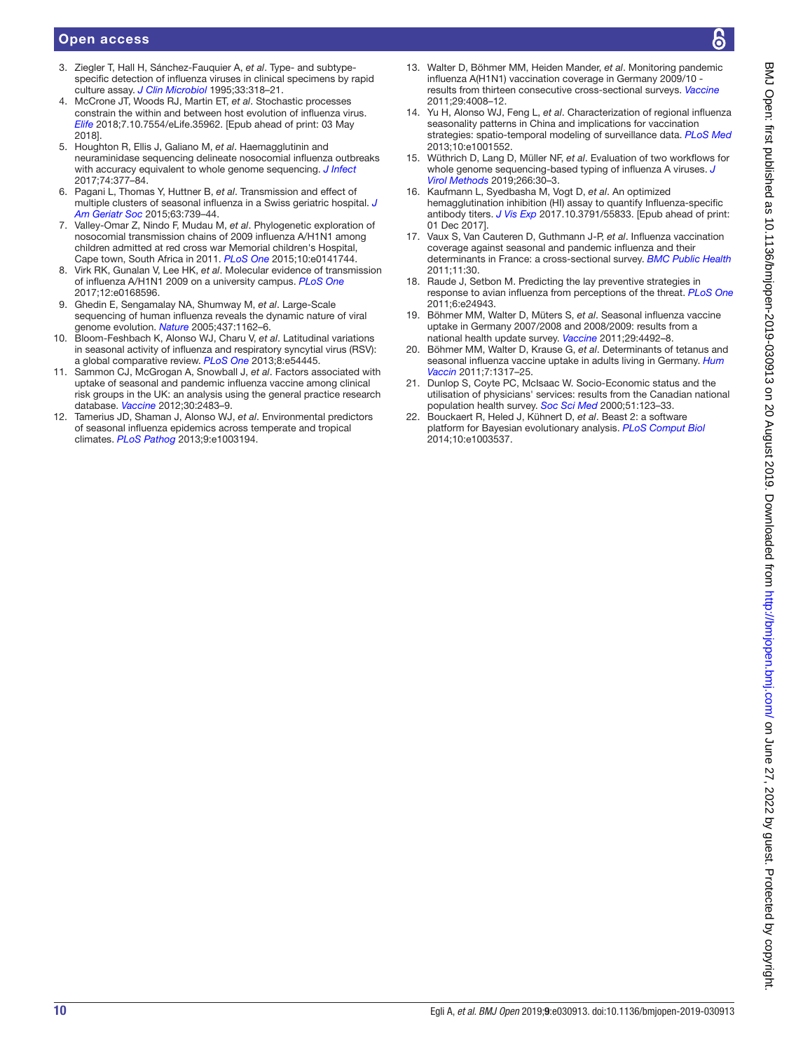3. Ziegler T, Hall H, Sánchez-Fauquier A, *et al*. Type- and subtype-specific detection of influenza viruses in clinical specimens by rapid culture assay. *J Clin Microbiol* 1995;33:318–21.
4. McCrone JT, Woods RJ, Martin ET, *et al*. Stochastic processes constrain the within and between host evolution of influenza virus. *Elife* 2018;7.10.7554/eLife.35962. [Epub ahead of print: 03 May 2018].
5. Houghton R, Ellis J, Galiano M, *et al*. Haemagglutinin and neuraminidase sequencing delineate nosocomial influenza outbreaks with accuracy equivalent to whole genome sequencing. *J Infect* 2017;74:377–84.
6. Pagani L, Thomas Y, Huttner B, *et al*. Transmission and effect of multiple clusters of seasonal influenza in a Swiss geriatric hospital. *J Am Geriatr Soc* 2015;63:739–44.
7. Valley-Omar Z, Nindo F, Mudau M, *et al*. Phylogenetic exploration of nosocomial transmission chains of 2009 influenza A/H1N1 among children admitted at red cross war Memorial children's Hospital, Cape town, South Africa in 2011. *PLoS One* 2015;10:e0141744.
8. Virk RK, Gunalan V, Lee HK, *et al*. Molecular evidence of transmission of influenza A/H1N1 2009 on a university campus. *PLoS One* 2017;12:e0168596.
9. Ghedin E, Sengamalay NA, Shumway M, *et al*. Large-Scale sequencing of human influenza reveals the dynamic nature of viral genome evolution. *Nature* 2005;437:1162–6.
10. Bloom-Feshbach K, Alonso WJ, Charu V, *et al*. Latitudinal variations in seasonal activity of influenza and respiratory syncytial virus (RSV): a global comparative review. *PLoS One* 2013;8:e54445.
11. Sammon CJ, McGrogan A, Snowball J, *et al*. Factors associated with uptake of seasonal and pandemic influenza vaccine among clinical risk groups in the UK: an analysis using the general practice research database. *Vaccine* 2012;30:2483–9.
12. Tamerius JD, Shaman J, Alonso WJ, *et al*. Environmental predictors of seasonal influenza epidemics across temperate and tropical climates. *PLoS Pathog* 2013;9:e1003194.
13. Walter D, Böhmer MM, Heiden Mander, *et al*. Monitoring pandemic influenza A(H1N1) vaccination coverage in Germany 2009/10 - results from thirteen consecutive cross-sectional surveys. *Vaccine* 2011;29:4008–12.
14. Yu H, Alonso WJ, Feng L, *et al*. Characterization of regional influenza seasonality patterns in China and implications for vaccination strategies: spatio-temporal modeling of surveillance data. *PLoS Med* 2013;10:e1001552.
15. Wüthrich D, Lang D, Müller NF, *et al*. Evaluation of two workflows for whole genome sequencing-based typing of influenza A viruses. *J Virol Methods* 2019;266:30–3.
16. Kaufmann L, Syedbasha M, Vogt D, *et al*. An optimized hemagglutination inhibition (HI) assay to quantify Influenza-specific antibody titers. *J Vis Exp* 2017.10.3791/55833. [Epub ahead of print: 01 Dec 2017].
17. Vaux S, Van Cauteren D, Guthmann J-P, *et al*. Influenza vaccination coverage against seasonal and pandemic influenza and their determinants in France: a cross-sectional survey. *BMC Public Health* 2011;11:30.
18. Raude J, Setbon M. Predicting the lay preventive strategies in response to avian influenza from perceptions of the threat. *PLoS One* 2011;6:e24943.
19. Böhmer MM, Walter D, Müters S, *et al*. Seasonal influenza vaccine uptake in Germany 2007/2008 and 2008/2009: results from a national health update survey. *Vaccine* 2011;29:4492–8.
20. Böhmer MM, Walter D, Krause G, *et al*. Determinants of tetanus and seasonal influenza vaccine uptake in adults living in Germany. *Hum Vaccin* 2011;7:1317–25.
21. Dunlop S, Coyte PC, McIsaac W. Socio-Economic status and the utilisation of physicians' services: results from the Canadian national population health survey. *Soc Sci Med* 2000;51:123–33.
22. Bouckaert R, Heled J, Kühnert D, *et al*. Beast 2: a software platform for Bayesian evolutionary analysis. *PLoS Comput Biol* 2014;10:e1003537.